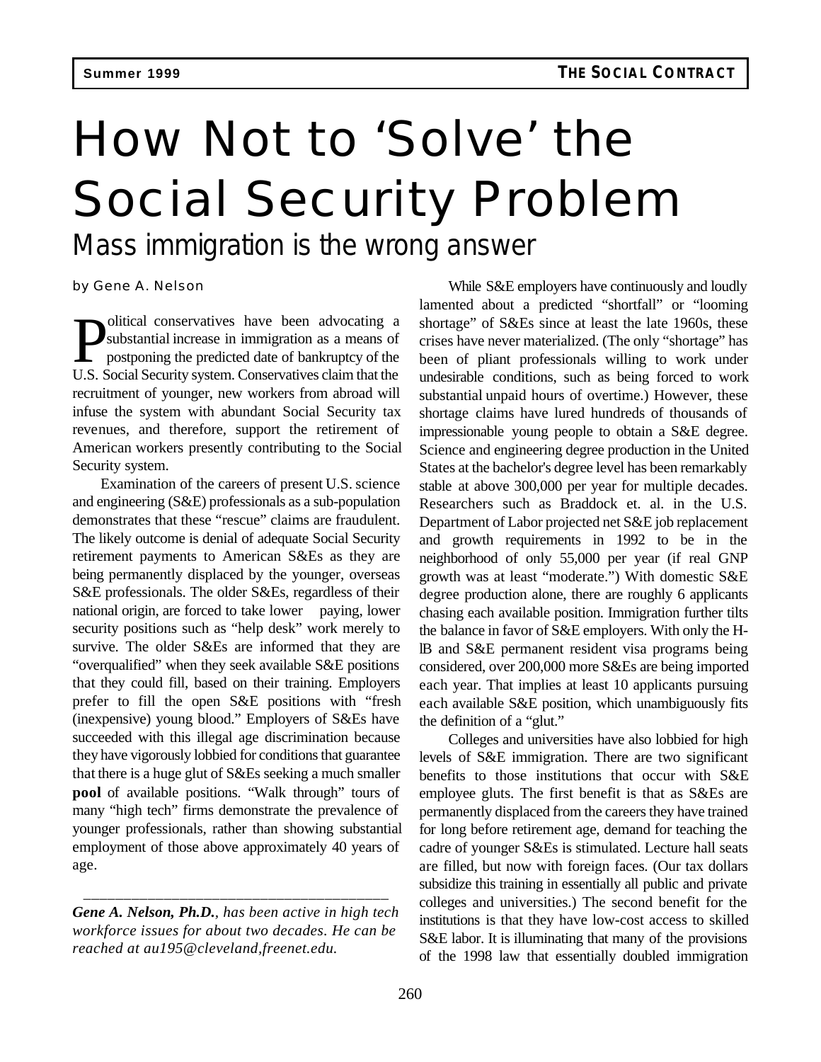# How Not to 'Solve' the Social Security Problem

## Mass immigration is the wrong answer

by Gene A. Nelson

Political conservatives have been advocating a substantial increase in immigration as a means of postponing the predicted date of bankruptcy of the U.S. Social Security system. Conservatives claim that the recruitment of younger, new workers from abroad will infuse the system with abundant Social Security tax revenues, and therefore, support the retirement of American workers presently contributing to the Social Security system.

Examination of the careers of present U.S. science and engineering (S&E) professionals as a sub-population demonstrates that these "rescue" claims are fraudulent. The likely outcome is denial of adequate Social Security retirement payments to American S&Es as they are being permanently displaced by the younger, overseas S&E professionals. The older S&Es, regardless of their national origin, are forced to take lower paying, lower security positions such as "help desk" work merely to survive. The older S&Es are informed that they are "overqualified" when they seek available S&E positions that they could fill, based on their training. Employers prefer to fill the open S&E positions with "fresh (inexpensive) young blood." Employers of S&Es have succeeded with this illegal age discrimination because they have vigorously lobbied for conditions that guarantee that there is a huge glut of S&Es seeking a much smaller **pool** of available positions. "Walk through" tours of many "high tech" firms demonstrate the prevalence of younger professionals, rather than showing substantial employment of those above approximately 40 years of age.

---

*Gene A. Nelson, Ph.D., has been active in high tech workforce issues for about two decades. He can be reached at au195@cleveland,freenet.edu.*

While S&E employers have continuously and loudly lamented about a predicted "shortfall" or "looming shortage" of S&Es since at least the late 1960s, these crises have never materialized. (The only "shortage" has been of pliant professionals willing to work under undesirable conditions, such as being forced to work substantial unpaid hours of overtime.) However, these shortage claims have lured hundreds of thousands of impressionable young people to obtain a S&E degree. Science and engineering degree production in the United States at the bachelor's degree level has been remarkably stable at above 300,000 per year for multiple decades. Researchers such as Braddock et. al. in the U.S. Department of Labor projected net S&E job replacement and growth requirements in 1992 to be in the neighborhood of only 55,000 per year (if real GNP growth was at least "moderate.") With domestic S&E degree production alone, there are roughly 6 applicants chasing each available position. Immigration further tilts the balance in favor of S&E employers. With only the H-lB and S&E permanent resident visa programs being considered, over 200,000 more S&Es are being imported each year. That implies at least 10 applicants pursuing each available S&E position, which unambiguously fits the definition of a "glut."

Colleges and universities have also lobbied for high levels of S&E immigration. There are two significant benefits to those institutions that occur with S&E employee gluts. The first benefit is that as S&Es are permanently displaced from the careers they have trained for long before retirement age, demand for teaching the cadre of younger S&Es is stimulated. Lecture hall seats are filled, but now with foreign faces. (Our tax dollars subsidize this training in essentially all public and private colleges and universities.) The second benefit for the institutions is that they have low-cost access to skilled S&E labor. It is illuminating that many of the provisions of the 1998 law that essentially doubled immigration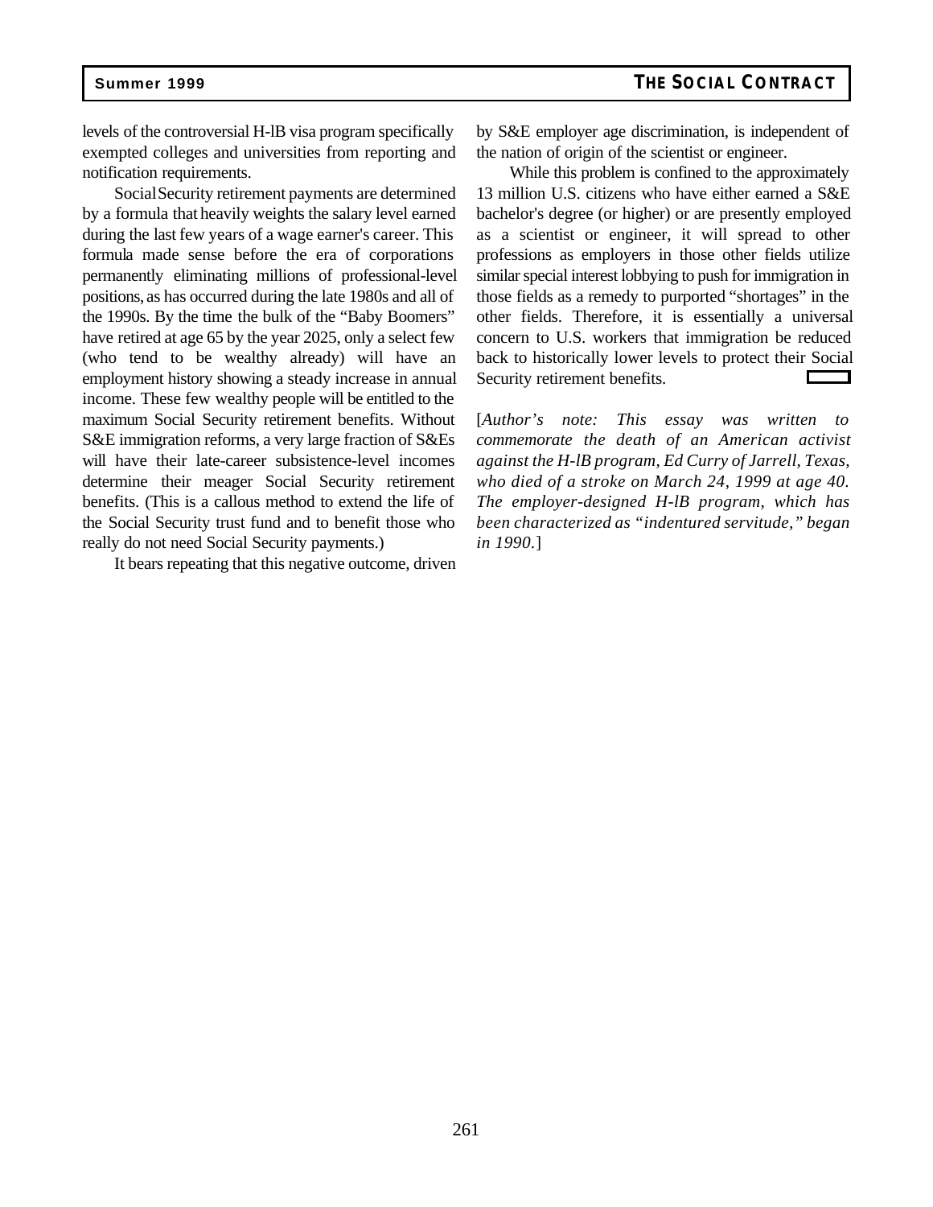levels of the controversial H-lB visa program specifically exempted colleges and universities from reporting and notification requirements.

Social Security retirement payments are determined by a formula that heavily weights the salary level earned during the last few years of a wage earner's career. This formula made sense before the era of corporations permanently eliminating millions of professional-level positions, as has occurred during the late 1980s and all of the 1990s. By the time the bulk of the "Baby Boomers" have retired at age 65 by the year 2025, only a select few (who tend to be wealthy already) will have an employment history showing a steady increase in annual income. These few wealthy people will be entitled to the maximum Social Security retirement benefits. Without S&E immigration reforms, a very large fraction of S&Es will have their late-career subsistence-level incomes determine their meager Social Security retirement benefits. (This is a callous method to extend the life of the Social Security trust fund and to benefit those who really do not need Social Security payments.)

It bears repeating that this negative outcome, driven by S&E employer age discrimination, is independent of the nation of origin of the scientist or engineer.

While this problem is confined to the approximately 13 million U.S. citizens who have either earned a S&E bachelor's degree (or higher) or are presently employed as a scientist or engineer, it will spread to other professions as employers in those other fields utilize similar special interest lobbying to push for immigration in those fields as a remedy to purported "shortages" in the other fields. Therefore, it is essentially a universal concern to U.S. workers that immigration be reduced back to historically lower levels to protect their Social Security retirement benefits.

[*Author's note: This essay was written to commemorate the death of an American activist against the H-lB program, Ed Curry of Jarrell, Texas, who died of a stroke on March 24, 1999 at age 40. The employer-designed H-lB program, which has been characterized as "indentured servitude," began in 1990.*]